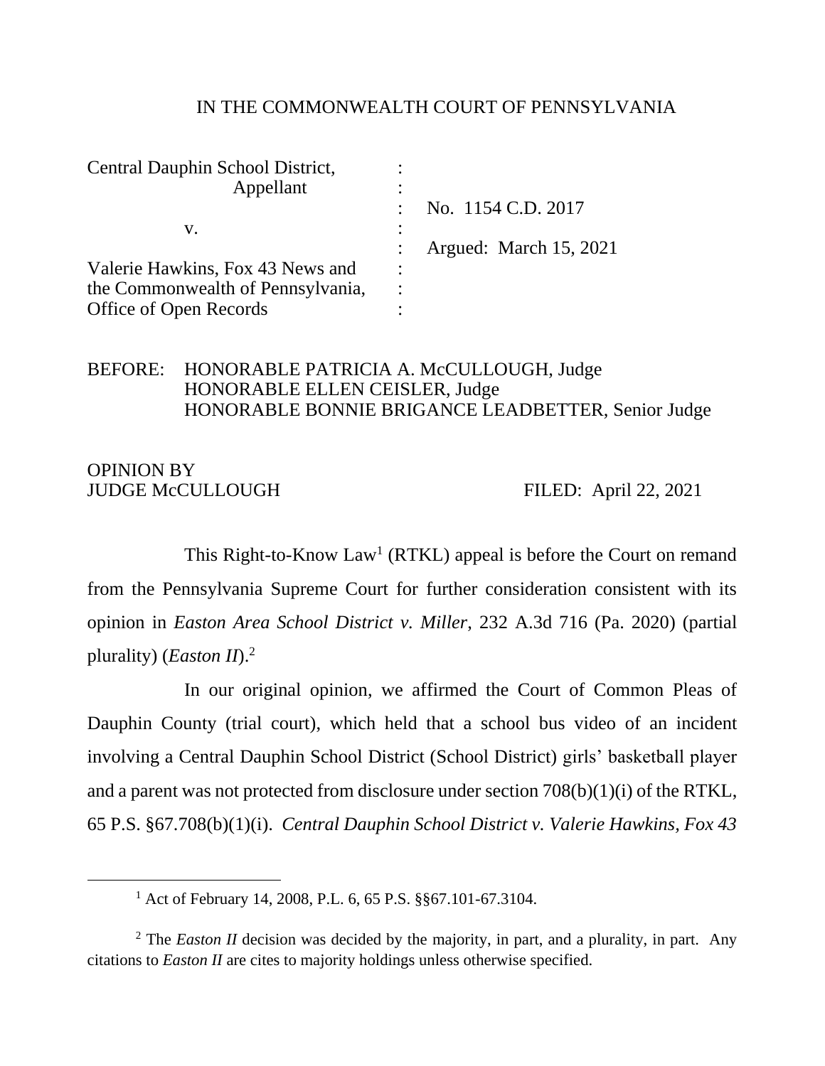IN THE COMMONWEALTH COURT OF PENNSYLVANIA

Central Dauphin School District, :
Appellant :
: No. 1154 C.D. 2017
v. :
: Argued: March 15, 2021
Valerie Hawkins, Fox 43 News and :
the Commonwealth of Pennsylvania, :
Office of Open Records :

BEFORE: HONORABLE PATRICIA A. McCULLOUGH, Judge
HONORABLE ELLEN CEISLER, Judge
HONORABLE BONNIE BRIGANCE LEADBETTER, Senior Judge

OPINION BY
JUDGE McCULLOUGH FILED: April 22, 2021

This Right-to-Know Law[1] (RTKL) appeal is before the Court on remand from the Pennsylvania Supreme Court for further consideration consistent with its opinion in *Easton Area School District v. Miller*, 232 A.3d 716 (Pa. 2020) (partial plurality) (*Easton II*).[2]

In our original opinion, we affirmed the Court of Common Pleas of Dauphin County (trial court), which held that a school bus video of an incident involving a Central Dauphin School District (School District) girls' basketball player and a parent was not protected from disclosure under section 708(b)(1)(i) of the RTKL, 65 P.S. §67.708(b)(1)(i). *Central Dauphin School District v. Valerie Hawkins, Fox 43*

---

[1] Act of February 14, 2008, P.L. 6, 65 P.S. §§67.101-67.3104.

[2] The *Easton II* decision was decided by the majority, in part, and a plurality, in part. Any citations to *Easton II* are cites to majority holdings unless otherwise specified.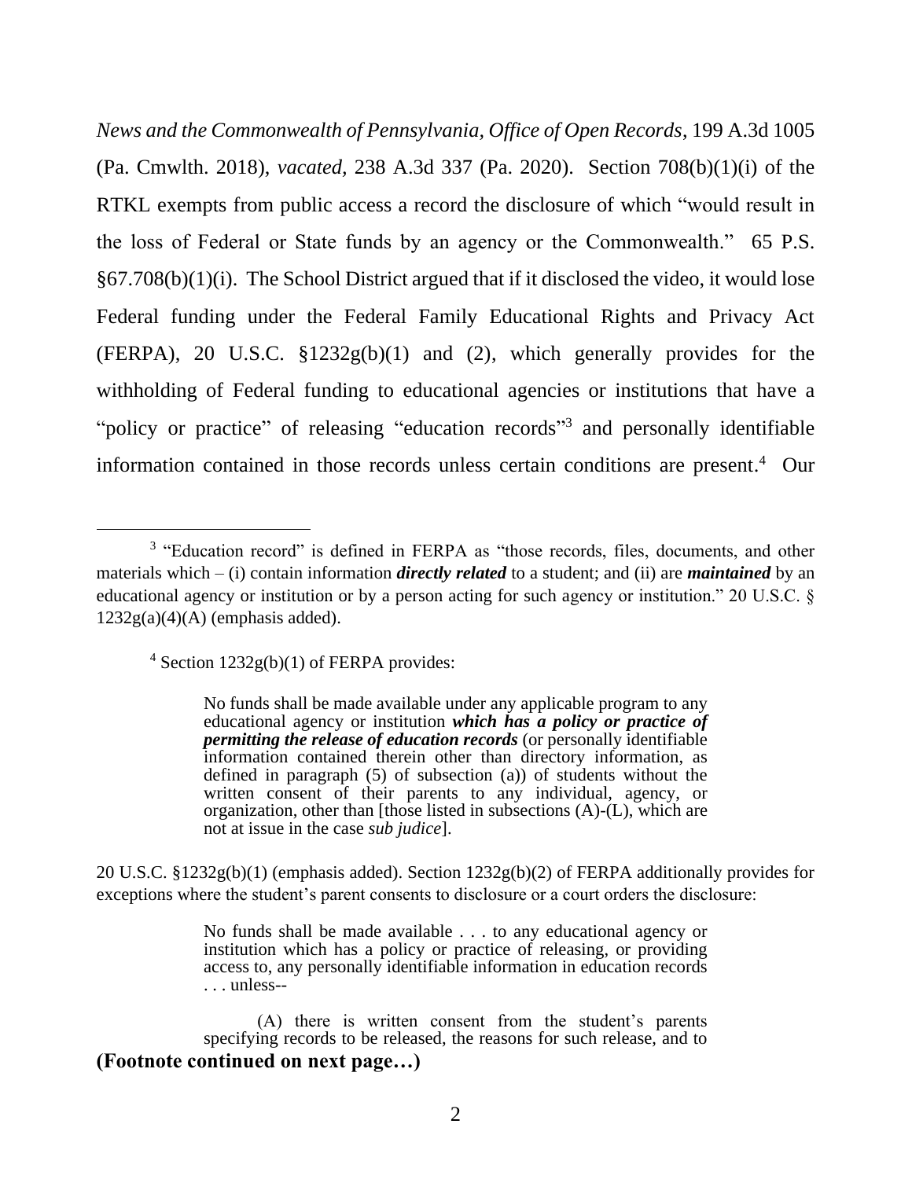*News and the Commonwealth of Pennsylvania, Office of Open Records*, 199 A.3d 1005 (Pa. Cmwlth. 2018), *vacated*, 238 A.3d 337 (Pa. 2020). Section 708(b)(1)(i) of the RTKL exempts from public access a record the disclosure of which "would result in the loss of Federal or State funds by an agency or the Commonwealth." 65 P.S. §67.708(b)(1)(i). The School District argued that if it disclosed the video, it would lose Federal funding under the Federal Family Educational Rights and Privacy Act (FERPA), 20 U.S.C. §1232g(b)(1) and (2), which generally provides for the withholding of Federal funding to educational agencies or institutions that have a "policy or practice" of releasing "education records"[3] and personally identifiable information contained in those records unless certain conditions are present.[4] Our

---

[3] "Education record" is defined in FERPA as "those records, files, documents, and other materials which – (i) contain information ***directly related*** to a student; and (ii) are ***maintained*** by an educational agency or institution or by a person acting for such agency or institution." 20 U.S.C. § 1232g(a)(4)(A) (emphasis added).

[4] Section 1232g(b)(1) of FERPA provides:

> No funds shall be made available under any applicable program to any educational agency or institution ***which has a policy or practice of permitting the release of education records*** (or personally identifiable information contained therein other than directory information, as defined in paragraph (5) of subsection (a)) of students without the written consent of their parents to any individual, agency, or organization, other than [those listed in subsections (A)-(L), which are not at issue in the case *sub judice*].

20 U.S.C. §1232g(b)(1) (emphasis added). Section 1232g(b)(2) of FERPA additionally provides for exceptions where the student's parent consents to disclosure or a court orders the disclosure:

> No funds shall be made available . . . to any educational agency or institution which has a policy or practice of releasing, or providing access to, any personally identifiable information in education records . . . unless--
>
> (A) there is written consent from the student's parents specifying records to be released, the reasons for such release, and to

**(Footnote continued on next page…)**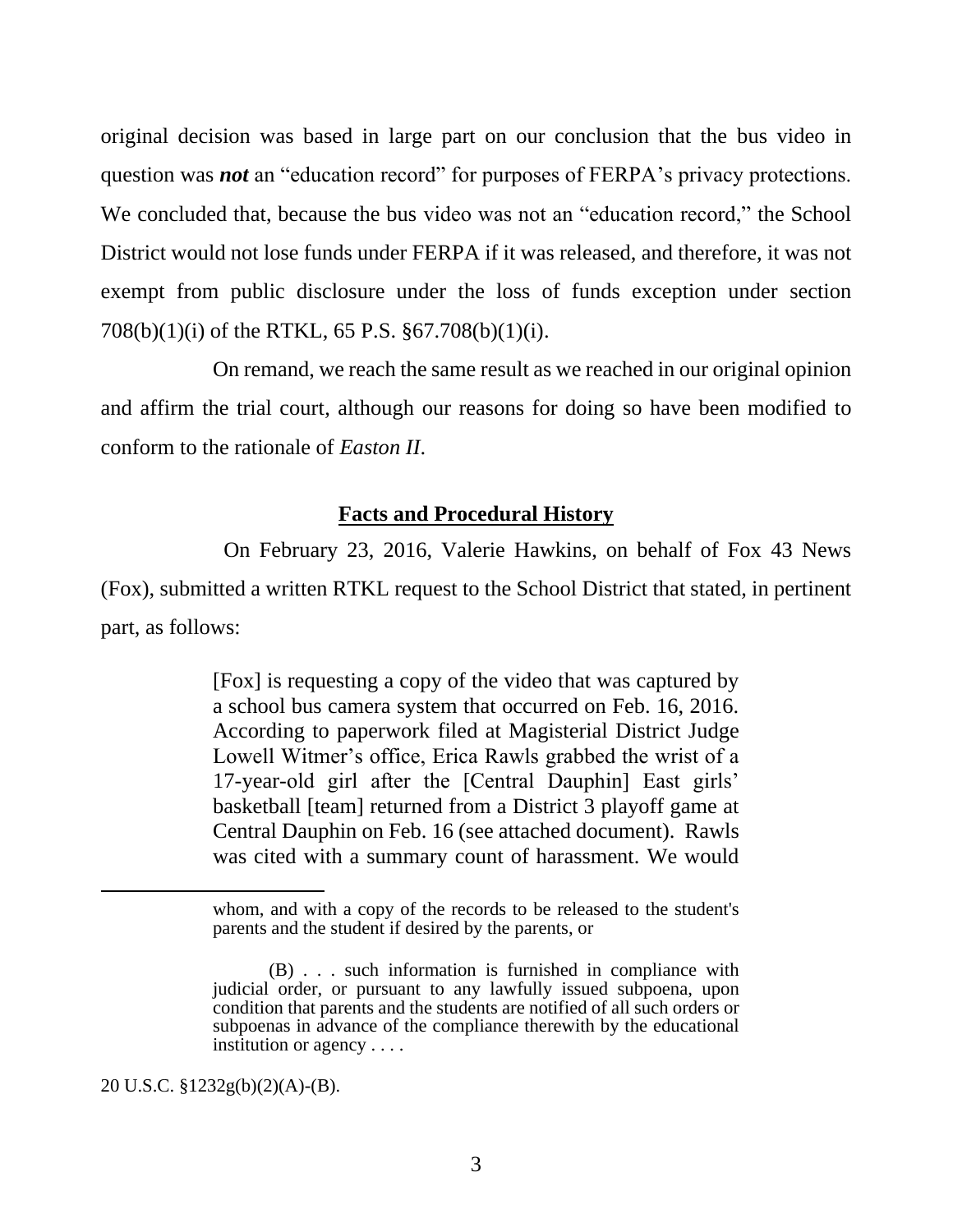original decision was based in large part on our conclusion that the bus video in question was ***not*** an "education record" for purposes of FERPA's privacy protections. We concluded that, because the bus video was not an "education record," the School District would not lose funds under FERPA if it was released, and therefore, it was not exempt from public disclosure under the loss of funds exception under section 708(b)(1)(i) of the RTKL, 65 P.S. §67.708(b)(1)(i).

On remand, we reach the same result as we reached in our original opinion and affirm the trial court, although our reasons for doing so have been modified to conform to the rationale of *Easton II*.

## Facts and Procedural History

On February 23, 2016, Valerie Hawkins, on behalf of Fox 43 News (Fox), submitted a written RTKL request to the School District that stated, in pertinent part, as follows:

> [Fox] is requesting a copy of the video that was captured by a school bus camera system that occurred on Feb. 16, 2016. According to paperwork filed at Magisterial District Judge Lowell Witmer's office, Erica Rawls grabbed the wrist of a 17-year-old girl after the [Central Dauphin] East girls' basketball [team] returned from a District 3 playoff game at Central Dauphin on Feb. 16 (see attached document). Rawls was cited with a summary count of harassment. We would

---

whom, and with a copy of the records to be released to the student's parents and the student if desired by the parents, or

(B) . . . such information is furnished in compliance with judicial order, or pursuant to any lawfully issued subpoena, upon condition that parents and the students are notified of all such orders or subpoenas in advance of the compliance therewith by the educational institution or agency . . . .

20 U.S.C. §1232g(b)(2)(A)-(B).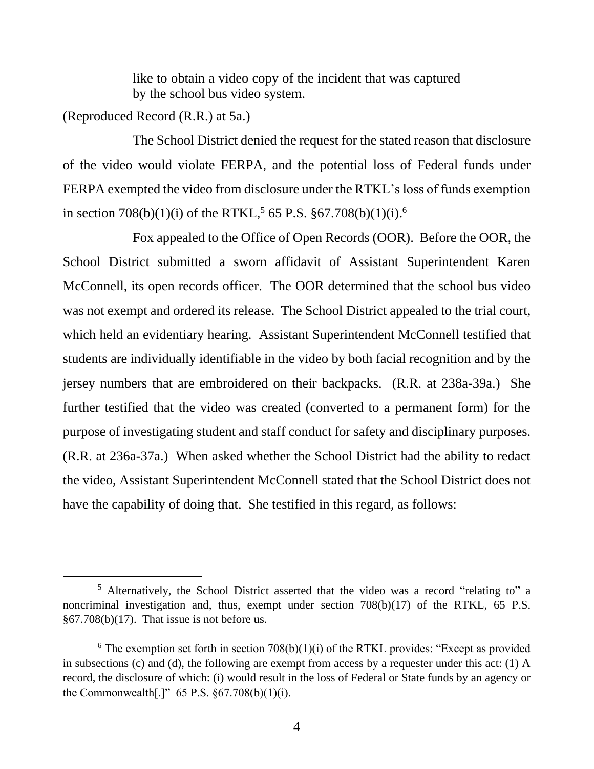> like to obtain a video copy of the incident that was captured by the school bus video system.

(Reproduced Record (R.R.) at 5a.)

The School District denied the request for the stated reason that disclosure of the video would violate FERPA, and the potential loss of Federal funds under FERPA exempted the video from disclosure under the RTKL's loss of funds exemption in section 708(b)(1)(i) of the RTKL,[5] 65 P.S. §67.708(b)(1)(i).[6]

Fox appealed to the Office of Open Records (OOR). Before the OOR, the School District submitted a sworn affidavit of Assistant Superintendent Karen McConnell, its open records officer. The OOR determined that the school bus video was not exempt and ordered its release. The School District appealed to the trial court, which held an evidentiary hearing. Assistant Superintendent McConnell testified that students are individually identifiable in the video by both facial recognition and by the jersey numbers that are embroidered on their backpacks. (R.R. at 238a-39a.) She further testified that the video was created (converted to a permanent form) for the purpose of investigating student and staff conduct for safety and disciplinary purposes. (R.R. at 236a-37a.) When asked whether the School District had the ability to redact the video, Assistant Superintendent McConnell stated that the School District does not have the capability of doing that. She testified in this regard, as follows:

---

[5] Alternatively, the School District asserted that the video was a record "relating to" a noncriminal investigation and, thus, exempt under section 708(b)(17) of the RTKL, 65 P.S. §67.708(b)(17). That issue is not before us.

[6] The exemption set forth in section 708(b)(1)(i) of the RTKL provides: "Except as provided in subsections (c) and (d), the following are exempt from access by a requester under this act: (1) A record, the disclosure of which: (i) would result in the loss of Federal or State funds by an agency or the Commonwealth[.]" 65 P.S. §67.708(b)(1)(i).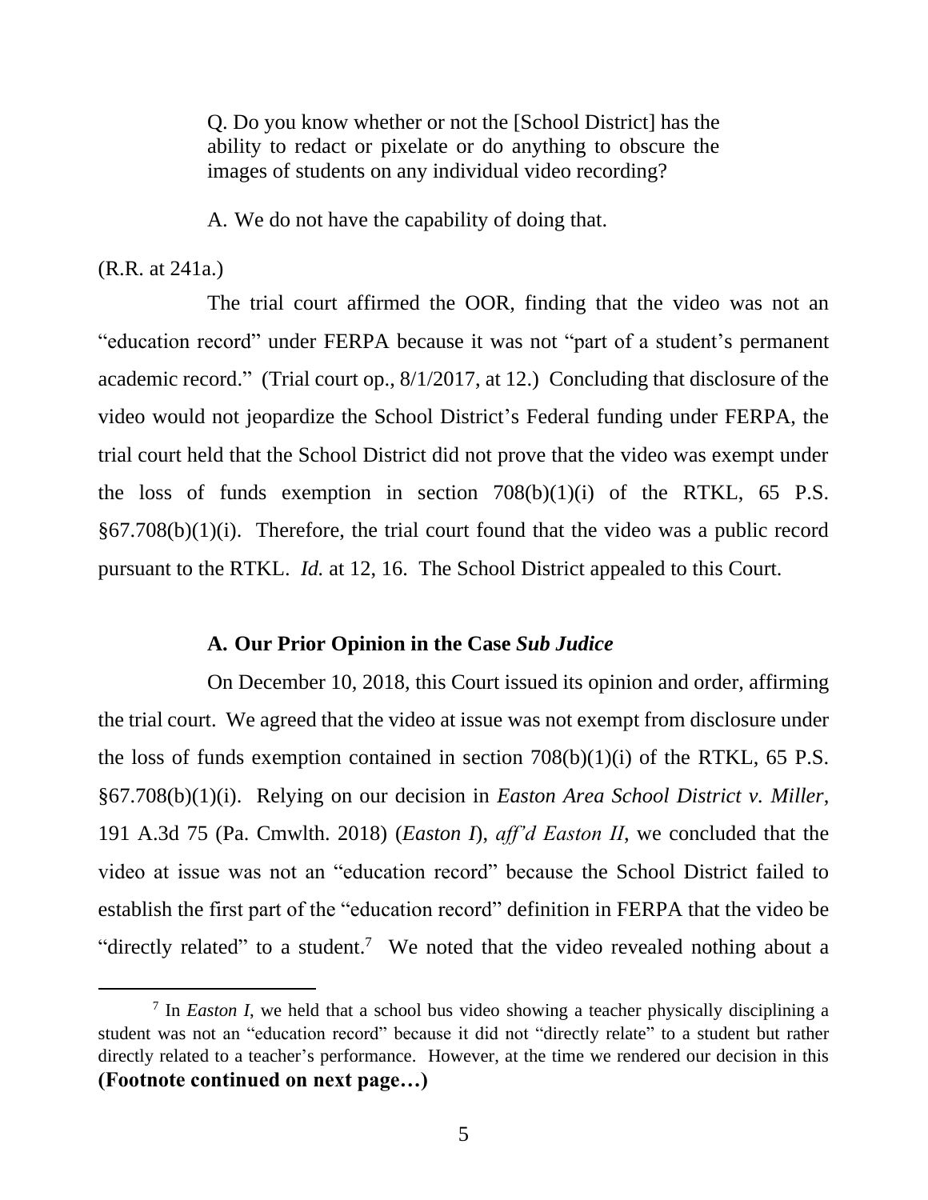> Q. Do you know whether or not the [School District] has the ability to redact or pixelate or do anything to obscure the images of students on any individual video recording?
>
> A. We do not have the capability of doing that.

(R.R. at 241a.)

The trial court affirmed the OOR, finding that the video was not an "education record" under FERPA because it was not "part of a student's permanent academic record." (Trial court op., 8/1/2017, at 12.) Concluding that disclosure of the video would not jeopardize the School District's Federal funding under FERPA, the trial court held that the School District did not prove that the video was exempt under the loss of funds exemption in section 708(b)(1)(i) of the RTKL, 65 P.S. §67.708(b)(1)(i). Therefore, the trial court found that the video was a public record pursuant to the RTKL. *Id.* at 12, 16. The School District appealed to this Court.

### A. Our Prior Opinion in the Case *Sub Judice*

On December 10, 2018, this Court issued its opinion and order, affirming the trial court. We agreed that the video at issue was not exempt from disclosure under the loss of funds exemption contained in section 708(b)(1)(i) of the RTKL, 65 P.S. §67.708(b)(1)(i). Relying on our decision in *Easton Area School District v. Miller*, 191 A.3d 75 (Pa. Cmwlth. 2018) (*Easton I*), *aff'd Easton II*, we concluded that the video at issue was not an "education record" because the School District failed to establish the first part of the "education record" definition in FERPA that the video be "directly related" to a student.[7] We noted that the video revealed nothing about a

[7] In *Easton I*, we held that a school bus video showing a teacher physically disciplining a student was not an "education record" because it did not "directly relate" to a student but rather directly related to a teacher's performance. However, at the time we rendered our decision in this **(Footnote continued on next page…)**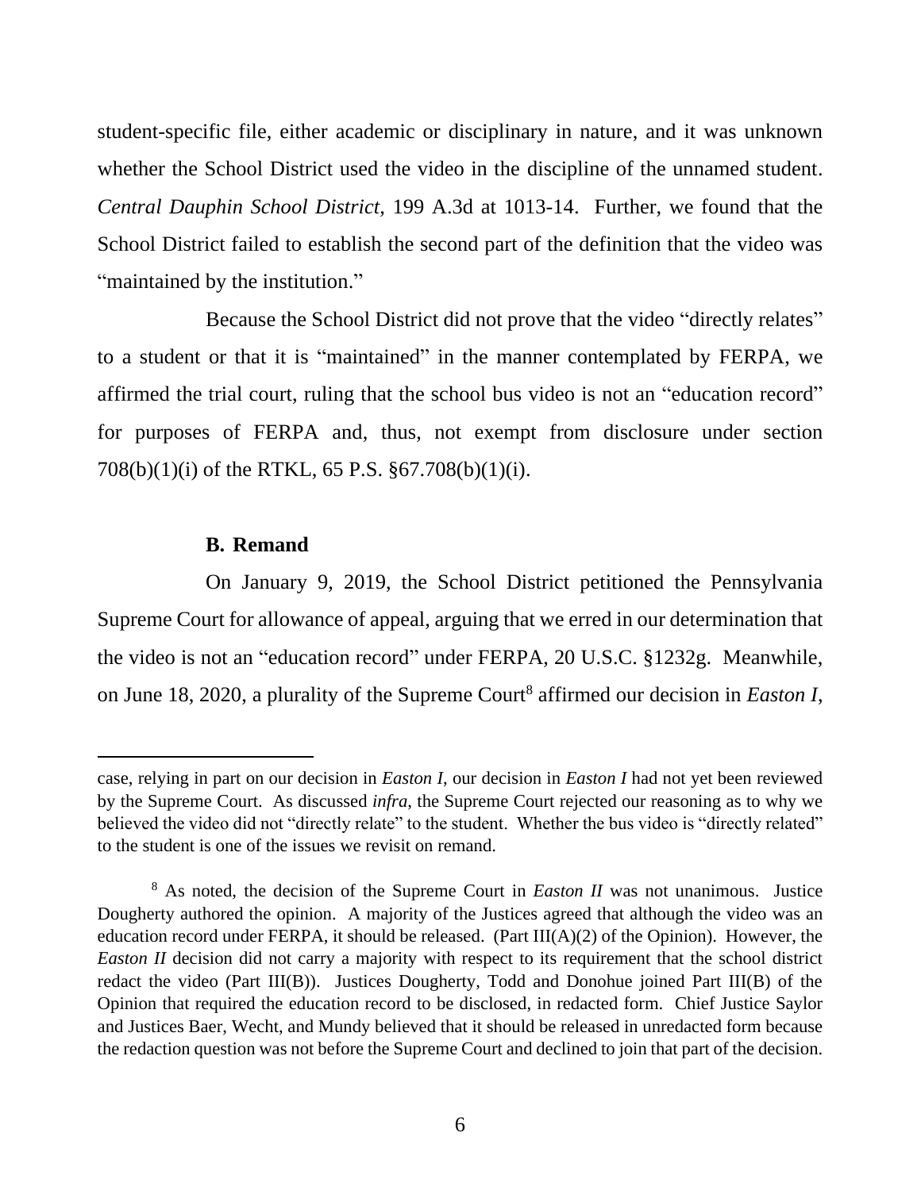student-specific file, either academic or disciplinary in nature, and it was unknown whether the School District used the video in the discipline of the unnamed student. *Central Dauphin School District*, 199 A.3d at 1013-14. Further, we found that the School District failed to establish the second part of the definition that the video was "maintained by the institution."

Because the School District did not prove that the video "directly relates" to a student or that it is "maintained" in the manner contemplated by FERPA, we affirmed the trial court, ruling that the school bus video is not an "education record" for purposes of FERPA and, thus, not exempt from disclosure under section 708(b)(1)(i) of the RTKL, 65 P.S. §67.708(b)(1)(i).

### B. Remand

On January 9, 2019, the School District petitioned the Pennsylvania Supreme Court for allowance of appeal, arguing that we erred in our determination that the video is not an "education record" under FERPA, 20 U.S.C. §1232g. Meanwhile, on June 18, 2020, a plurality of the Supreme Court[8] affirmed our decision in *Easton I*,

---

case, relying in part on our decision in *Easton I*, our decision in *Easton I* had not yet been reviewed by the Supreme Court. As discussed *infra*, the Supreme Court rejected our reasoning as to why we believed the video did not "directly relate" to the student. Whether the bus video is "directly related" to the student is one of the issues we revisit on remand.

[8] As noted, the decision of the Supreme Court in *Easton II* was not unanimous. Justice Dougherty authored the opinion. A majority of the Justices agreed that although the video was an education record under FERPA, it should be released. (Part III(A)(2) of the Opinion). However, the *Easton II* decision did not carry a majority with respect to its requirement that the school district redact the video (Part III(B)). Justices Dougherty, Todd and Donohue joined Part III(B) of the Opinion that required the education record to be disclosed, in redacted form. Chief Justice Saylor and Justices Baer, Wecht, and Mundy believed that it should be released in unredacted form because the redaction question was not before the Supreme Court and declined to join that part of the decision.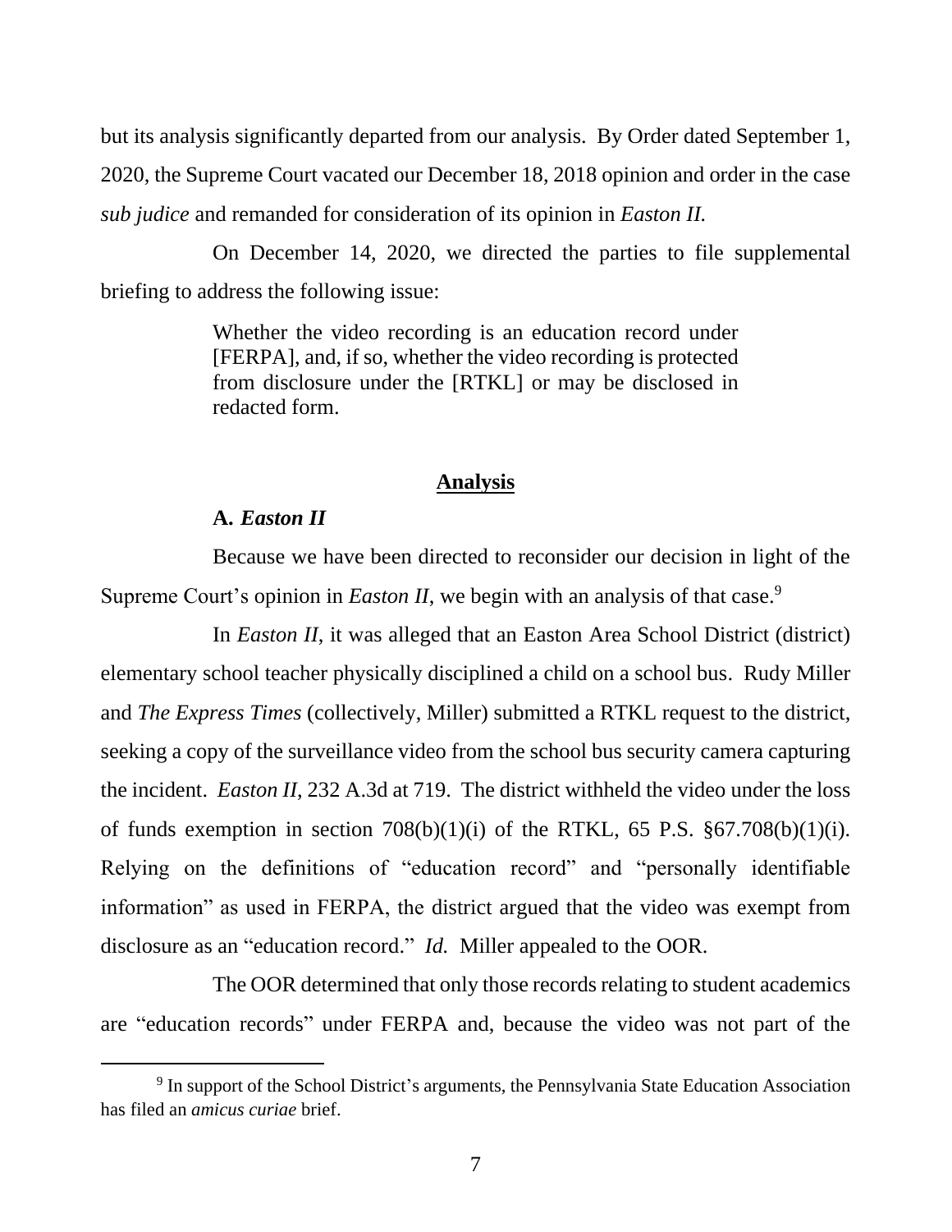but its analysis significantly departed from our analysis. By Order dated September 1, 2020, the Supreme Court vacated our December 18, 2018 opinion and order in the case *sub judice* and remanded for consideration of its opinion in *Easton II.*

On December 14, 2020, we directed the parties to file supplemental briefing to address the following issue:

> Whether the video recording is an education record under [FERPA], and, if so, whether the video recording is protected from disclosure under the [RTKL] or may be disclosed in redacted form.

## Analysis

### A. *Easton II*

Because we have been directed to reconsider our decision in light of the Supreme Court's opinion in *Easton II*, we begin with an analysis of that case.[9]

In *Easton II*, it was alleged that an Easton Area School District (district) elementary school teacher physically disciplined a child on a school bus. Rudy Miller and *The Express Times* (collectively, Miller) submitted a RTKL request to the district, seeking a copy of the surveillance video from the school bus security camera capturing the incident. *Easton II*, 232 A.3d at 719. The district withheld the video under the loss of funds exemption in section 708(b)(1)(i) of the RTKL, 65 P.S. §67.708(b)(1)(i). Relying on the definitions of "education record" and "personally identifiable information" as used in FERPA, the district argued that the video was exempt from disclosure as an "education record." *Id.* Miller appealed to the OOR.

The OOR determined that only those records relating to student academics are "education records" under FERPA and, because the video was not part of the

[9] In support of the School District's arguments, the Pennsylvania State Education Association has filed an *amicus curiae* brief.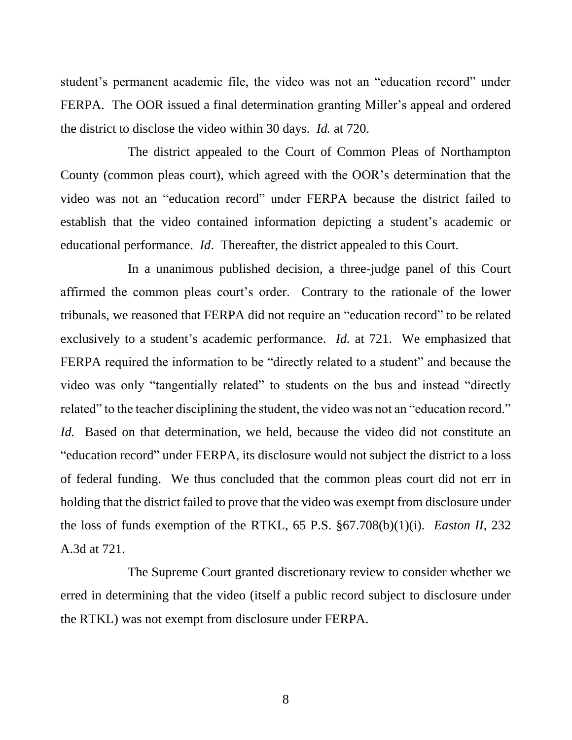student's permanent academic file, the video was not an "education record" under FERPA. The OOR issued a final determination granting Miller's appeal and ordered the district to disclose the video within 30 days. *Id.* at 720.

The district appealed to the Court of Common Pleas of Northampton County (common pleas court), which agreed with the OOR's determination that the video was not an "education record" under FERPA because the district failed to establish that the video contained information depicting a student's academic or educational performance. *Id*. Thereafter, the district appealed to this Court.

In a unanimous published decision, a three-judge panel of this Court affirmed the common pleas court's order. Contrary to the rationale of the lower tribunals, we reasoned that FERPA did not require an "education record" to be related exclusively to a student's academic performance. *Id.* at 721. We emphasized that FERPA required the information to be "directly related to a student" and because the video was only "tangentially related" to students on the bus and instead "directly related" to the teacher disciplining the student, the video was not an "education record." *Id.* Based on that determination, we held, because the video did not constitute an "education record" under FERPA, its disclosure would not subject the district to a loss of federal funding. We thus concluded that the common pleas court did not err in holding that the district failed to prove that the video was exempt from disclosure under the loss of funds exemption of the RTKL, 65 P.S. §67.708(b)(1)(i). *Easton II*, 232 A.3d at 721.

The Supreme Court granted discretionary review to consider whether we erred in determining that the video (itself a public record subject to disclosure under the RTKL) was not exempt from disclosure under FERPA.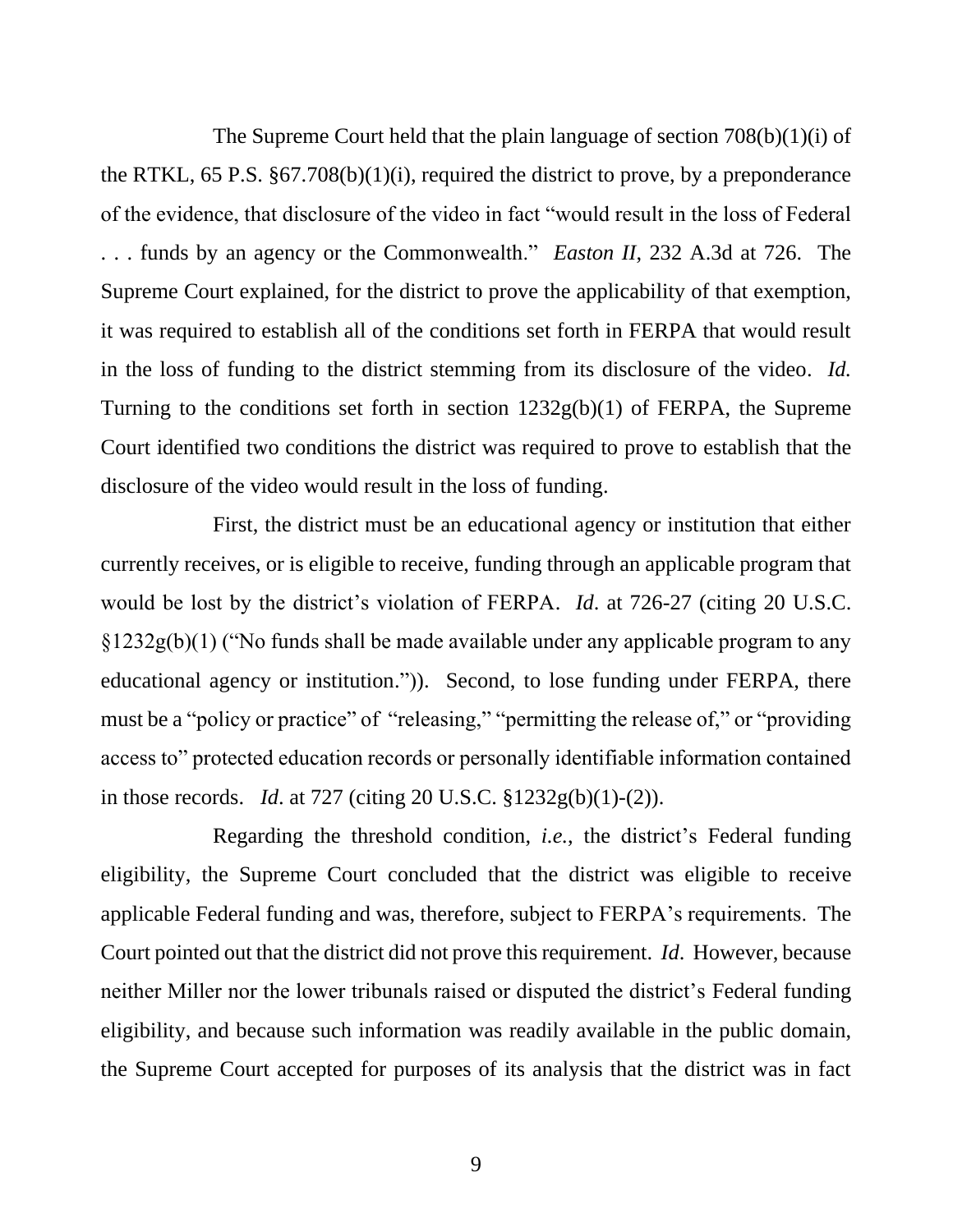The Supreme Court held that the plain language of section 708(b)(1)(i) of the RTKL, 65 P.S. §67.708(b)(1)(i), required the district to prove, by a preponderance of the evidence, that disclosure of the video in fact "would result in the loss of Federal . . . funds by an agency or the Commonwealth." *Easton II*, 232 A.3d at 726. The Supreme Court explained, for the district to prove the applicability of that exemption, it was required to establish all of the conditions set forth in FERPA that would result in the loss of funding to the district stemming from its disclosure of the video. *Id.* Turning to the conditions set forth in section 1232g(b)(1) of FERPA, the Supreme Court identified two conditions the district was required to prove to establish that the disclosure of the video would result in the loss of funding.

First, the district must be an educational agency or institution that either currently receives, or is eligible to receive, funding through an applicable program that would be lost by the district's violation of FERPA. *Id.* at 726-27 (citing 20 U.S.C. §1232g(b)(1) ("No funds shall be made available under any applicable program to any educational agency or institution.")). Second, to lose funding under FERPA, there must be a "policy or practice" of "releasing," "permitting the release of," or "providing access to" protected education records or personally identifiable information contained in those records. *Id.* at 727 (citing 20 U.S.C. §1232g(b)(1)-(2)).

Regarding the threshold condition, *i.e.*, the district's Federal funding eligibility, the Supreme Court concluded that the district was eligible to receive applicable Federal funding and was, therefore, subject to FERPA's requirements. The Court pointed out that the district did not prove this requirement. *Id.* However, because neither Miller nor the lower tribunals raised or disputed the district's Federal funding eligibility, and because such information was readily available in the public domain, the Supreme Court accepted for purposes of its analysis that the district was in fact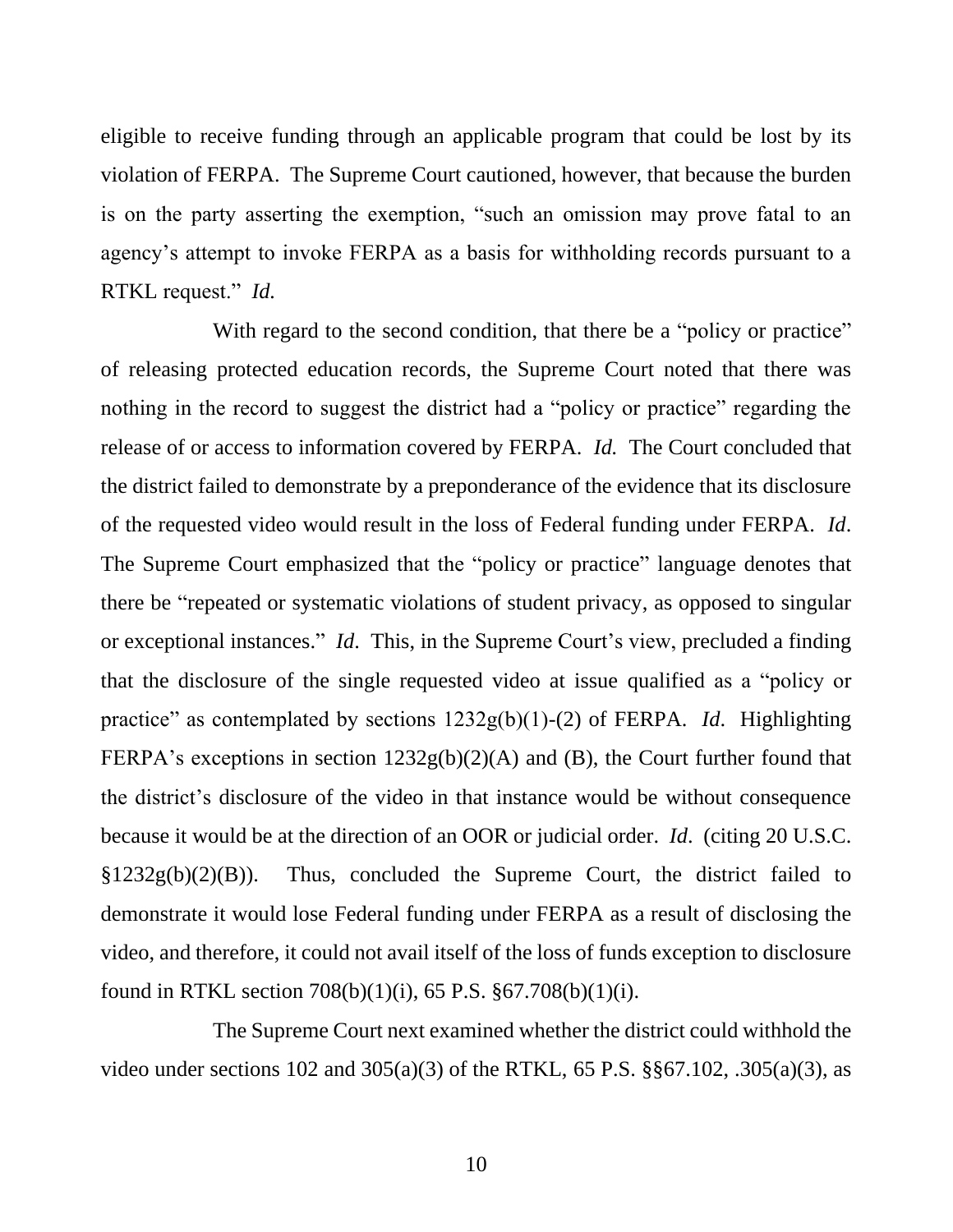eligible to receive funding through an applicable program that could be lost by its violation of FERPA. The Supreme Court cautioned, however, that because the burden is on the party asserting the exemption, "such an omission may prove fatal to an agency's attempt to invoke FERPA as a basis for withholding records pursuant to a RTKL request." *Id.*

With regard to the second condition, that there be a "policy or practice" of releasing protected education records, the Supreme Court noted that there was nothing in the record to suggest the district had a "policy or practice" regarding the release of or access to information covered by FERPA. *Id.* The Court concluded that the district failed to demonstrate by a preponderance of the evidence that its disclosure of the requested video would result in the loss of Federal funding under FERPA. *Id*. The Supreme Court emphasized that the "policy or practice" language denotes that there be "repeated or systematic violations of student privacy, as opposed to singular or exceptional instances." *Id*. This, in the Supreme Court's view, precluded a finding that the disclosure of the single requested video at issue qualified as a "policy or practice" as contemplated by sections 1232g(b)(1)-(2) of FERPA. *Id*. Highlighting FERPA's exceptions in section 1232g(b)(2)(A) and (B), the Court further found that the district's disclosure of the video in that instance would be without consequence because it would be at the direction of an OOR or judicial order. *Id*. (citing 20 U.S.C. §1232g(b)(2)(B)). Thus, concluded the Supreme Court, the district failed to demonstrate it would lose Federal funding under FERPA as a result of disclosing the video, and therefore, it could not avail itself of the loss of funds exception to disclosure found in RTKL section 708(b)(1)(i), 65 P.S. §67.708(b)(1)(i).

The Supreme Court next examined whether the district could withhold the video under sections 102 and 305(a)(3) of the RTKL, 65 P.S. §§67.102, .305(a)(3), as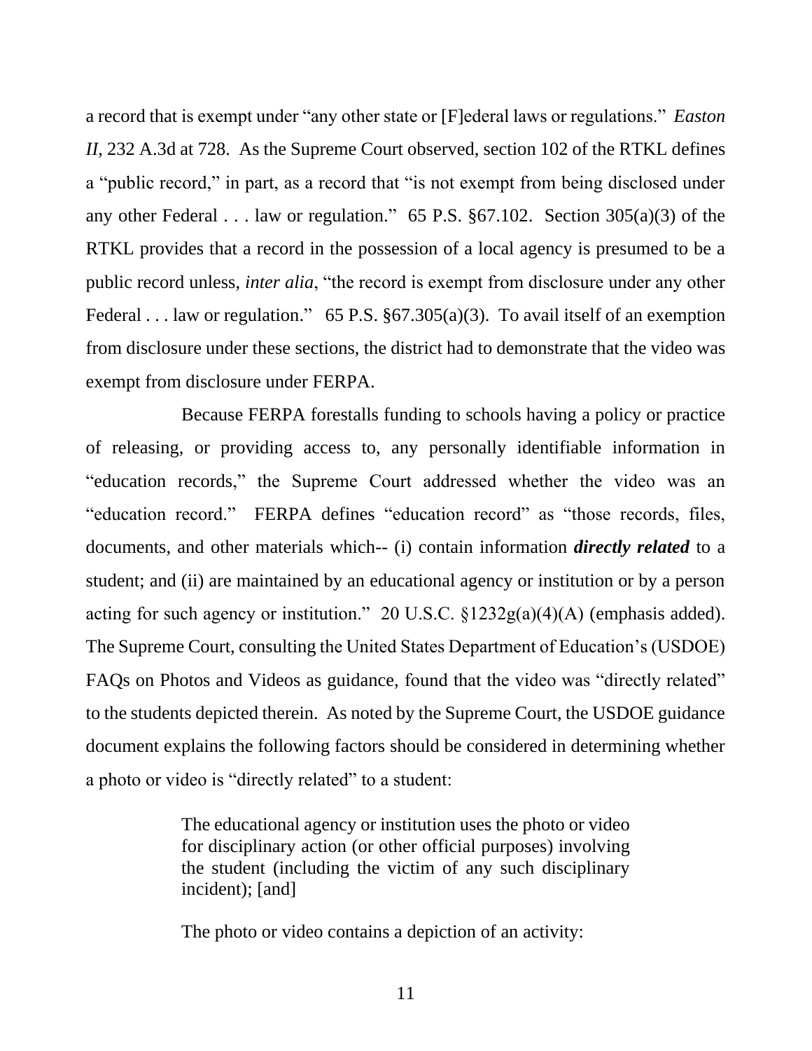a record that is exempt under "any other state or [F]ederal laws or regulations." *Easton II*, 232 A.3d at 728. As the Supreme Court observed, section 102 of the RTKL defines a "public record," in part, as a record that "is not exempt from being disclosed under any other Federal . . . law or regulation." 65 P.S. §67.102. Section 305(a)(3) of the RTKL provides that a record in the possession of a local agency is presumed to be a public record unless, *inter alia*, "the record is exempt from disclosure under any other Federal . . . law or regulation." 65 P.S. §67.305(a)(3). To avail itself of an exemption from disclosure under these sections, the district had to demonstrate that the video was exempt from disclosure under FERPA.

Because FERPA forestalls funding to schools having a policy or practice of releasing, or providing access to, any personally identifiable information in "education records," the Supreme Court addressed whether the video was an "education record." FERPA defines "education record" as "those records, files, documents, and other materials which-- (i) contain information ***directly related*** to a student; and (ii) are maintained by an educational agency or institution or by a person acting for such agency or institution." 20 U.S.C. §1232g(a)(4)(A) (emphasis added). The Supreme Court, consulting the United States Department of Education's (USDOE) FAQs on Photos and Videos as guidance, found that the video was "directly related" to the students depicted therein. As noted by the Supreme Court, the USDOE guidance document explains the following factors should be considered in determining whether a photo or video is "directly related" to a student:

> The educational agency or institution uses the photo or video for disciplinary action (or other official purposes) involving the student (including the victim of any such disciplinary incident); [and]
>
> The photo or video contains a depiction of an activity: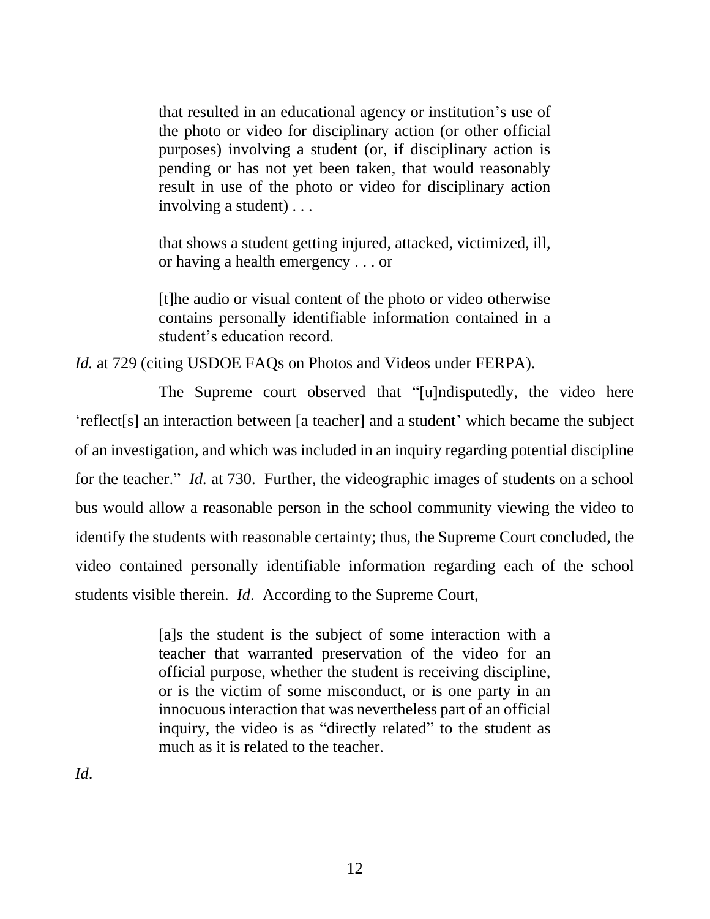> that resulted in an educational agency or institution's use of the photo or video for disciplinary action (or other official purposes) involving a student (or, if disciplinary action is pending or has not yet been taken, that would reasonably result in use of the photo or video for disciplinary action involving a student) . . .
>
> that shows a student getting injured, attacked, victimized, ill, or having a health emergency . . . or
>
> [t]he audio or visual content of the photo or video otherwise contains personally identifiable information contained in a student's education record.

*Id.* at 729 (citing USDOE FAQs on Photos and Videos under FERPA).

The Supreme court observed that "[u]ndisputedly, the video here 'reflect[s] an interaction between [a teacher] and a student' which became the subject of an investigation, and which was included in an inquiry regarding potential discipline for the teacher." *Id.* at 730. Further, the videographic images of students on a school bus would allow a reasonable person in the school community viewing the video to identify the students with reasonable certainty; thus, the Supreme Court concluded, the video contained personally identifiable information regarding each of the school students visible therein. *Id*. According to the Supreme Court,

> [a]s the student is the subject of some interaction with a teacher that warranted preservation of the video for an official purpose, whether the student is receiving discipline, or is the victim of some misconduct, or is one party in an innocuous interaction that was nevertheless part of an official inquiry, the video is as "directly related" to the student as much as it is related to the teacher.

*Id*.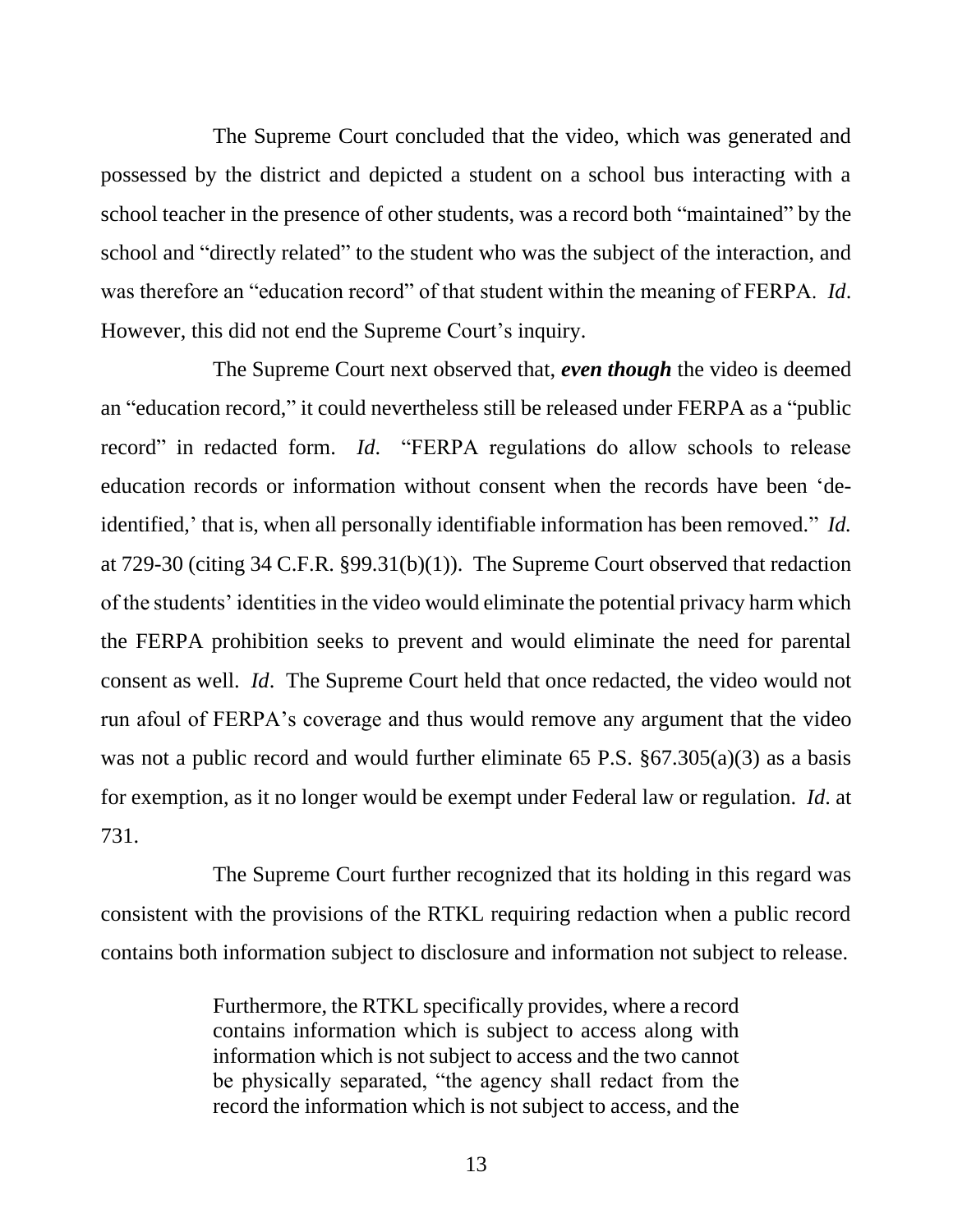The Supreme Court concluded that the video, which was generated and possessed by the district and depicted a student on a school bus interacting with a school teacher in the presence of other students, was a record both "maintained" by the school and "directly related" to the student who was the subject of the interaction, and was therefore an "education record" of that student within the meaning of FERPA. *Id*. However, this did not end the Supreme Court's inquiry.

The Supreme Court next observed that, ***even though*** the video is deemed an "education record," it could nevertheless still be released under FERPA as a "public record" in redacted form. *Id*. "FERPA regulations do allow schools to release education records or information without consent when the records have been 'de-identified,' that is, when all personally identifiable information has been removed." *Id.* at 729-30 (citing 34 C.F.R. §99.31(b)(1)). The Supreme Court observed that redaction of the students' identities in the video would eliminate the potential privacy harm which the FERPA prohibition seeks to prevent and would eliminate the need for parental consent as well. *Id*. The Supreme Court held that once redacted, the video would not run afoul of FERPA's coverage and thus would remove any argument that the video was not a public record and would further eliminate 65 P.S. §67.305(a)(3) as a basis for exemption, as it no longer would be exempt under Federal law or regulation. *Id*. at 731.

The Supreme Court further recognized that its holding in this regard was consistent with the provisions of the RTKL requiring redaction when a public record contains both information subject to disclosure and information not subject to release.

> Furthermore, the RTKL specifically provides, where a record contains information which is subject to access along with information which is not subject to access and the two cannot be physically separated, "the agency shall redact from the record the information which is not subject to access, and the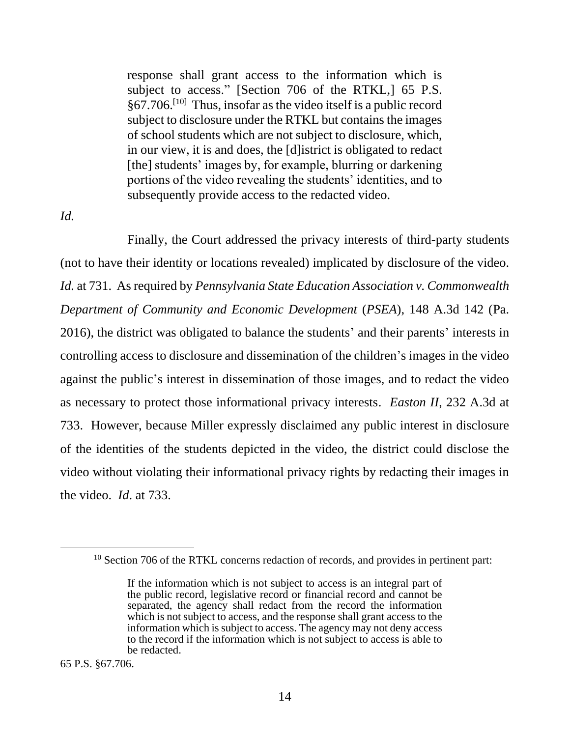> response shall grant access to the information which is subject to access." [Section 706 of the RTKL,] 65 P.S. §67.706.[10] Thus, insofar as the video itself is a public record subject to disclosure under the RTKL but contains the images of school students which are not subject to disclosure, which, in our view, it is and does, the [d]istrict is obligated to redact [the] students' images by, for example, blurring or darkening portions of the video revealing the students' identities, and to subsequently provide access to the redacted video.

*Id.*

Finally, the Court addressed the privacy interests of third-party students (not to have their identity or locations revealed) implicated by disclosure of the video. *Id.* at 731. As required by *Pennsylvania State Education Association v. Commonwealth Department of Community and Economic Development* (*PSEA*), 148 A.3d 142 (Pa. 2016), the district was obligated to balance the students' and their parents' interests in controlling access to disclosure and dissemination of the children's images in the video against the public's interest in dissemination of those images, and to redact the video as necessary to protect those informational privacy interests. *Easton II*, 232 A.3d at 733. However, because Miller expressly disclaimed any public interest in disclosure of the identities of the students depicted in the video, the district could disclose the video without violating their informational privacy rights by redacting their images in the video. *Id*. at 733.

---

[10] Section 706 of the RTKL concerns redaction of records, and provides in pertinent part:

> If the information which is not subject to access is an integral part of the public record, legislative record or financial record and cannot be separated, the agency shall redact from the record the information which is not subject to access, and the response shall grant access to the information which is subject to access. The agency may not deny access to the record if the information which is not subject to access is able to be redacted.

65 P.S. §67.706.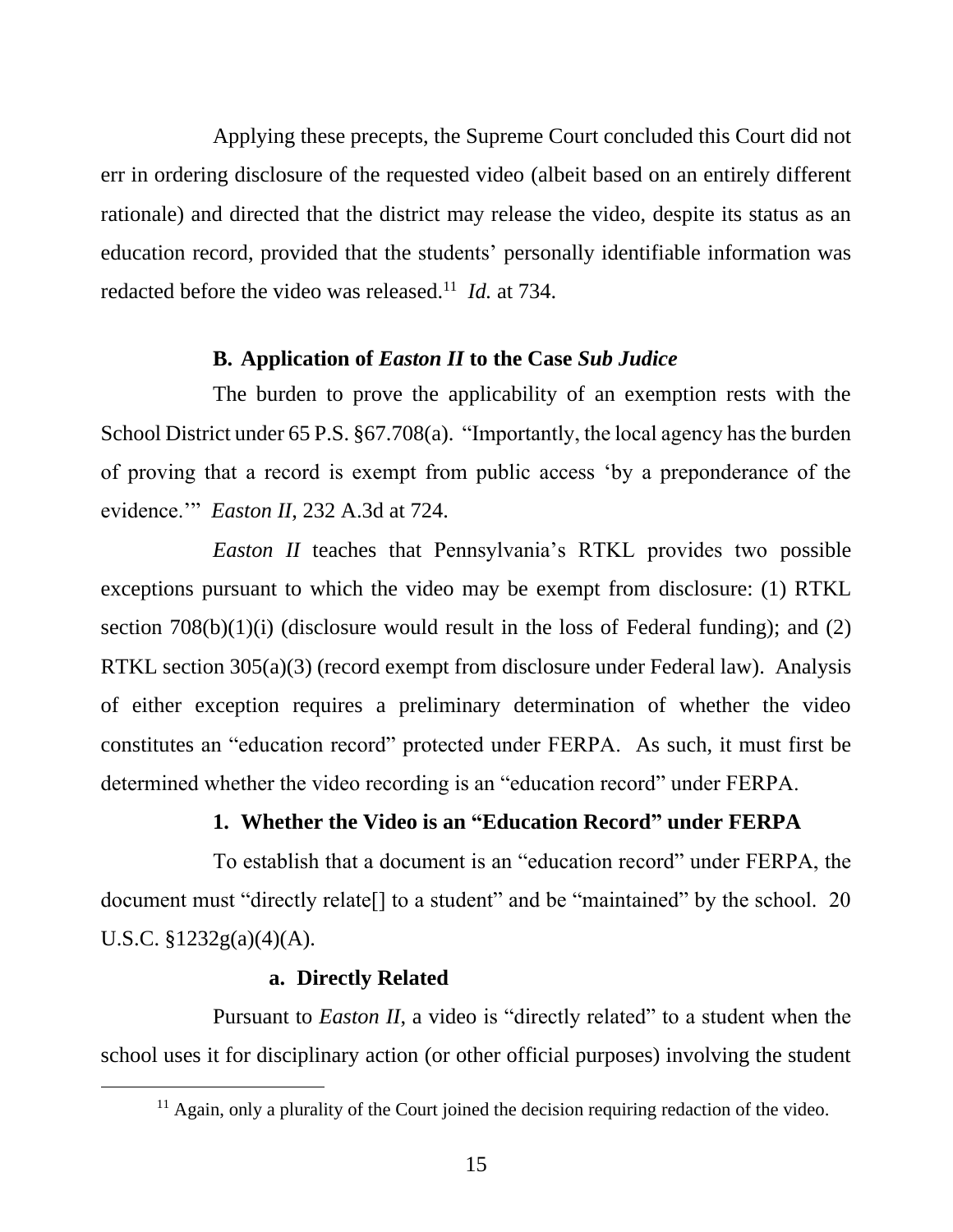Applying these precepts, the Supreme Court concluded this Court did not err in ordering disclosure of the requested video (albeit based on an entirely different rationale) and directed that the district may release the video, despite its status as an education record, provided that the students' personally identifiable information was redacted before the video was released.[11] *Id.* at 734.

### B. Application of *Easton II* to the Case *Sub Judice*

The burden to prove the applicability of an exemption rests with the School District under 65 P.S. §67.708(a). "Importantly, the local agency has the burden of proving that a record is exempt from public access 'by a preponderance of the evidence.'" *Easton II*, 232 A.3d at 724.

*Easton II* teaches that Pennsylvania's RTKL provides two possible exceptions pursuant to which the video may be exempt from disclosure: (1) RTKL section 708(b)(1)(i) (disclosure would result in the loss of Federal funding); and (2) RTKL section 305(a)(3) (record exempt from disclosure under Federal law). Analysis of either exception requires a preliminary determination of whether the video constitutes an "education record" protected under FERPA. As such, it must first be determined whether the video recording is an "education record" under FERPA.

#### 1. Whether the Video is an "Education Record" under FERPA

To establish that a document is an "education record" under FERPA, the document must "directly relate[] to a student" and be "maintained" by the school. 20 U.S.C. §1232g(a)(4)(A).

##### a. Directly Related

Pursuant to *Easton II*, a video is "directly related" to a student when the school uses it for disciplinary action (or other official purposes) involving the student

[11] Again, only a plurality of the Court joined the decision requiring redaction of the video.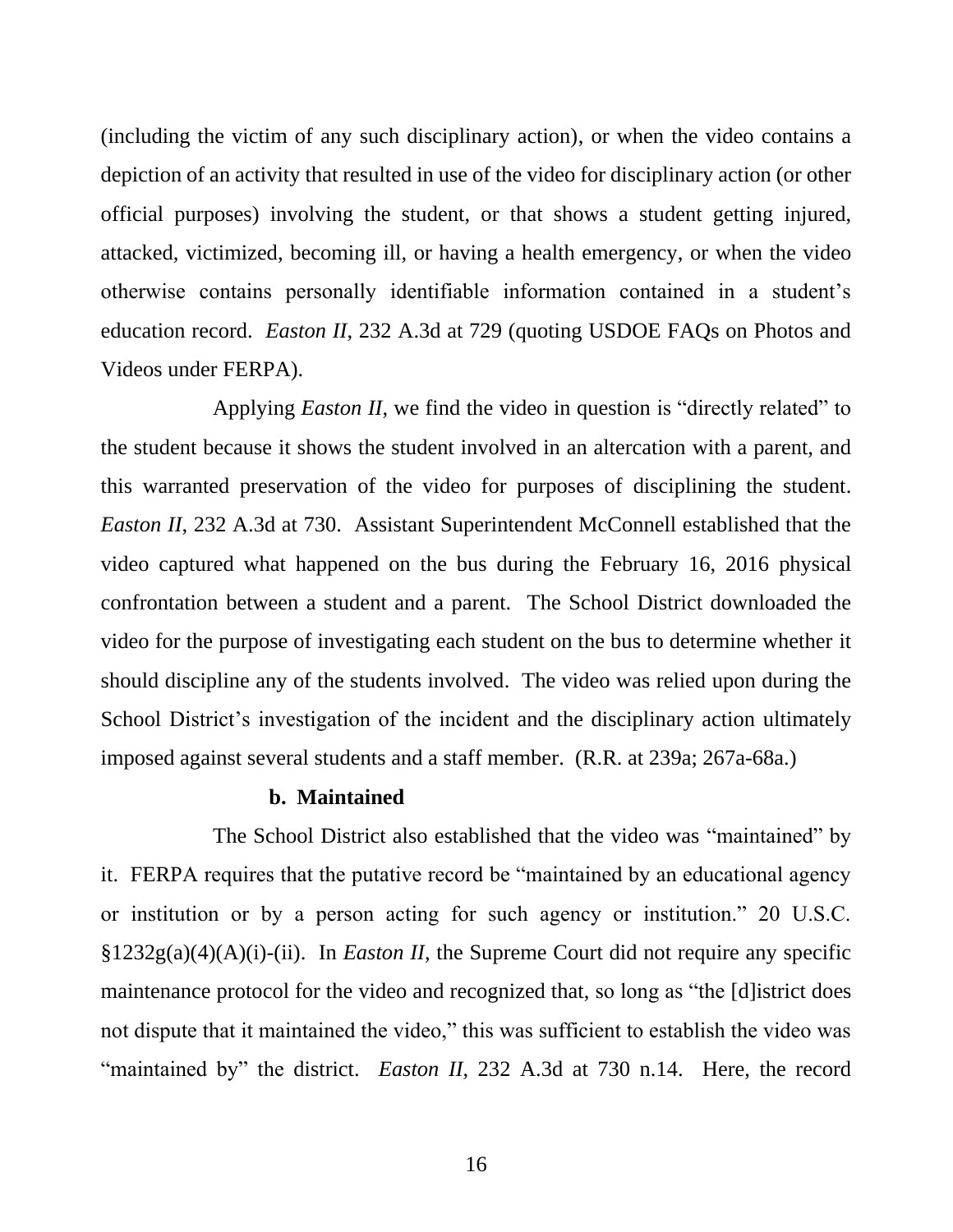(including the victim of any such disciplinary action), or when the video contains a depiction of an activity that resulted in use of the video for disciplinary action (or other official purposes) involving the student, or that shows a student getting injured, attacked, victimized, becoming ill, or having a health emergency, or when the video otherwise contains personally identifiable information contained in a student's education record. *Easton II*, 232 A.3d at 729 (quoting USDOE FAQs on Photos and Videos under FERPA).

Applying *Easton II*, we find the video in question is "directly related" to the student because it shows the student involved in an altercation with a parent, and this warranted preservation of the video for purposes of disciplining the student. *Easton II*, 232 A.3d at 730. Assistant Superintendent McConnell established that the video captured what happened on the bus during the February 16, 2016 physical confrontation between a student and a parent. The School District downloaded the video for the purpose of investigating each student on the bus to determine whether it should discipline any of the students involved. The video was relied upon during the School District's investigation of the incident and the disciplinary action ultimately imposed against several students and a staff member. (R.R. at 239a; 267a-68a.)

**b. Maintained**

The School District also established that the video was "maintained" by it. FERPA requires that the putative record be "maintained by an educational agency or institution or by a person acting for such agency or institution." 20 U.S.C. §1232g(a)(4)(A)(i)-(ii). In *Easton II*, the Supreme Court did not require any specific maintenance protocol for the video and recognized that, so long as "the [d]istrict does not dispute that it maintained the video," this was sufficient to establish the video was "maintained by" the district. *Easton II*, 232 A.3d at 730 n.14. Here, the record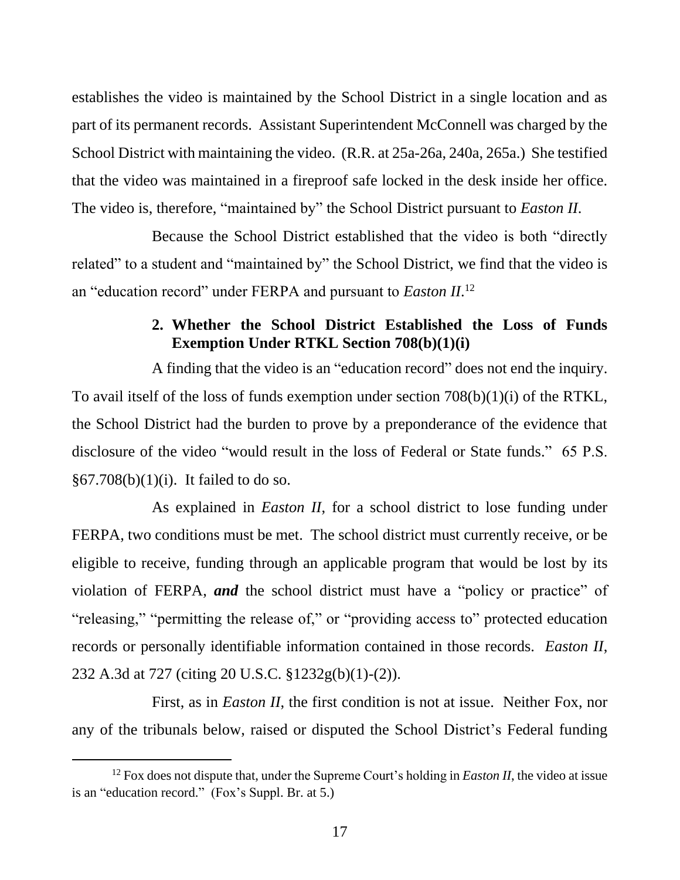establishes the video is maintained by the School District in a single location and as part of its permanent records. Assistant Superintendent McConnell was charged by the School District with maintaining the video. (R.R. at 25a-26a, 240a, 265a.) She testified that the video was maintained in a fireproof safe locked in the desk inside her office. The video is, therefore, "maintained by" the School District pursuant to *Easton II*.

Because the School District established that the video is both "directly related" to a student and "maintained by" the School District, we find that the video is an "education record" under FERPA and pursuant to *Easton II*.[12]

**2. Whether the School District Established the Loss of Funds Exemption Under RTKL Section 708(b)(1)(i)**

A finding that the video is an "education record" does not end the inquiry. To avail itself of the loss of funds exemption under section 708(b)(1)(i) of the RTKL, the School District had the burden to prove by a preponderance of the evidence that disclosure of the video "would result in the loss of Federal or State funds." 65 P.S. §67.708(b)(1)(i). It failed to do so.

As explained in *Easton II*, for a school district to lose funding under FERPA, two conditions must be met. The school district must currently receive, or be eligible to receive, funding through an applicable program that would be lost by its violation of FERPA, ***and*** the school district must have a "policy or practice" of "releasing," "permitting the release of," or "providing access to" protected education records or personally identifiable information contained in those records. *Easton II*, 232 A.3d at 727 (citing 20 U.S.C. §1232g(b)(1)-(2)).

First, as in *Easton II*, the first condition is not at issue. Neither Fox, nor any of the tribunals below, raised or disputed the School District's Federal funding

[12] Fox does not dispute that, under the Supreme Court's holding in *Easton II*, the video at issue is an "education record." (Fox's Suppl. Br. at 5.)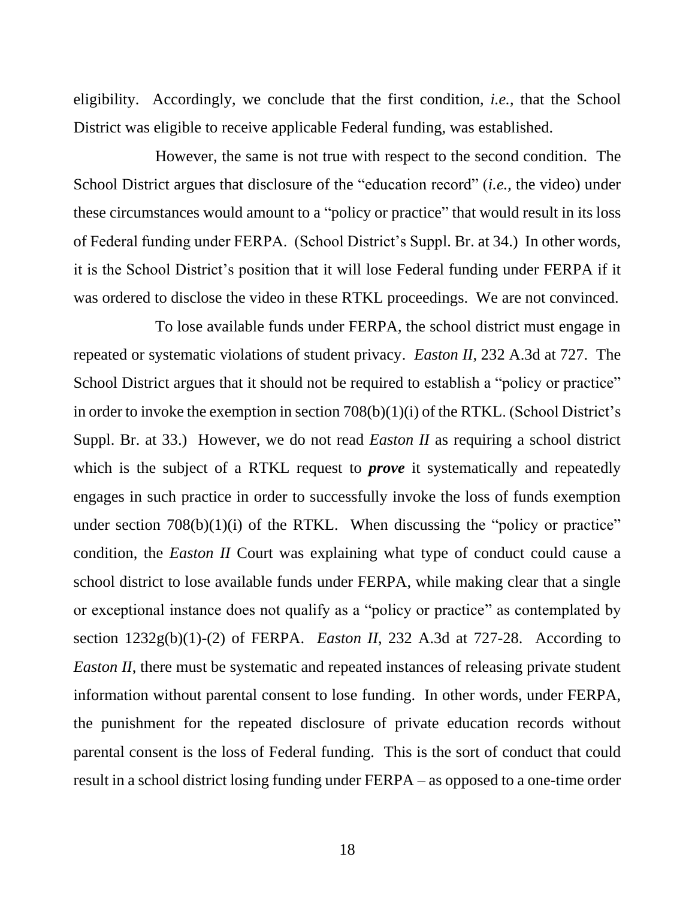eligibility. Accordingly, we conclude that the first condition, *i.e.*, that the School District was eligible to receive applicable Federal funding, was established.

However, the same is not true with respect to the second condition. The School District argues that disclosure of the "education record" (*i.e.*, the video) under these circumstances would amount to a "policy or practice" that would result in its loss of Federal funding under FERPA. (School District's Suppl. Br. at 34.) In other words, it is the School District's position that it will lose Federal funding under FERPA if it was ordered to disclose the video in these RTKL proceedings. We are not convinced.

To lose available funds under FERPA, the school district must engage in repeated or systematic violations of student privacy. *Easton II*, 232 A.3d at 727. The School District argues that it should not be required to establish a "policy or practice" in order to invoke the exemption in section 708(b)(1)(i) of the RTKL. (School District's Suppl. Br. at 33.) However, we do not read *Easton II* as requiring a school district which is the subject of a RTKL request to ***prove*** it systematically and repeatedly engages in such practice in order to successfully invoke the loss of funds exemption under section 708(b)(1)(i) of the RTKL. When discussing the "policy or practice" condition, the *Easton II* Court was explaining what type of conduct could cause a school district to lose available funds under FERPA, while making clear that a single or exceptional instance does not qualify as a "policy or practice" as contemplated by section 1232g(b)(1)-(2) of FERPA. *Easton II*, 232 A.3d at 727-28. According to *Easton II*, there must be systematic and repeated instances of releasing private student information without parental consent to lose funding. In other words, under FERPA, the punishment for the repeated disclosure of private education records without parental consent is the loss of Federal funding. This is the sort of conduct that could result in a school district losing funding under FERPA – as opposed to a one-time order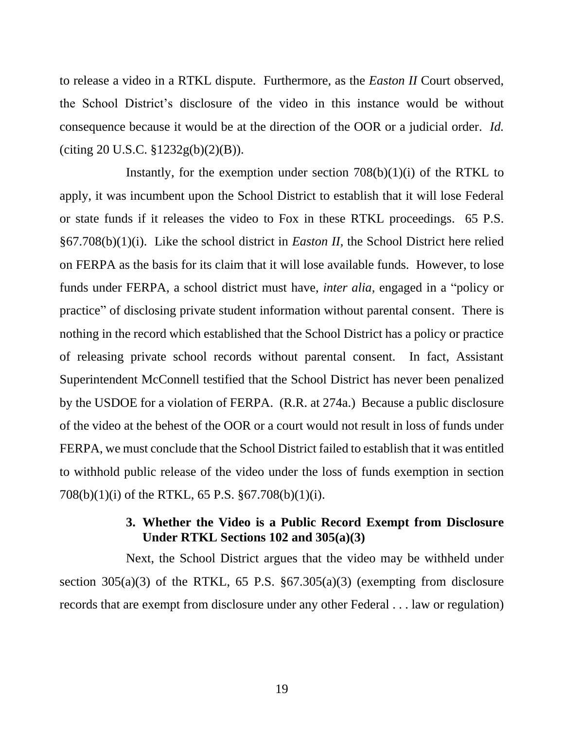to release a video in a RTKL dispute. Furthermore, as the *Easton II* Court observed, the School District's disclosure of the video in this instance would be without consequence because it would be at the direction of the OOR or a judicial order. *Id.* (citing 20 U.S.C. §1232g(b)(2)(B)).

Instantly, for the exemption under section 708(b)(1)(i) of the RTKL to apply, it was incumbent upon the School District to establish that it will lose Federal or state funds if it releases the video to Fox in these RTKL proceedings. 65 P.S. §67.708(b)(1)(i). Like the school district in *Easton II*, the School District here relied on FERPA as the basis for its claim that it will lose available funds. However, to lose funds under FERPA, a school district must have, *inter alia*, engaged in a "policy or practice" of disclosing private student information without parental consent. There is nothing in the record which established that the School District has a policy or practice of releasing private school records without parental consent. In fact, Assistant Superintendent McConnell testified that the School District has never been penalized by the USDOE for a violation of FERPA. (R.R. at 274a.) Because a public disclosure of the video at the behest of the OOR or a court would not result in loss of funds under FERPA, we must conclude that the School District failed to establish that it was entitled to withhold public release of the video under the loss of funds exemption in section 708(b)(1)(i) of the RTKL, 65 P.S. §67.708(b)(1)(i).

### 3. Whether the Video is a Public Record Exempt from Disclosure Under RTKL Sections 102 and 305(a)(3)

Next, the School District argues that the video may be withheld under section 305(a)(3) of the RTKL, 65 P.S. §67.305(a)(3) (exempting from disclosure records that are exempt from disclosure under any other Federal . . . law or regulation)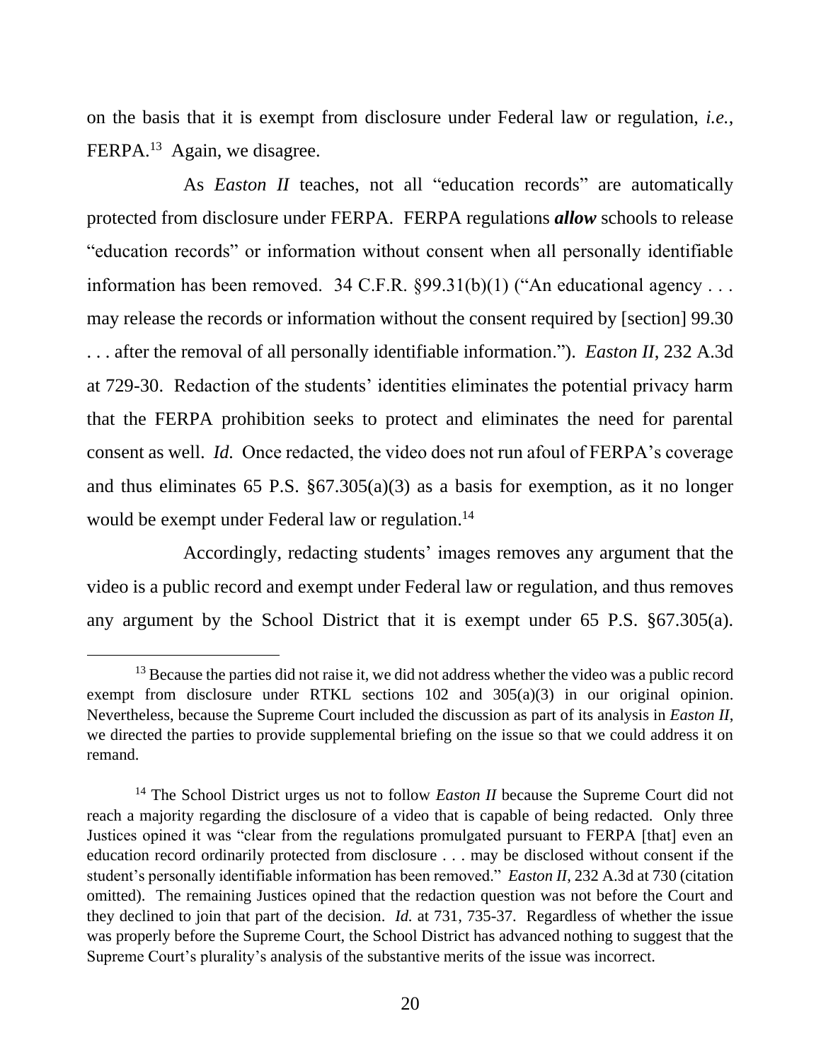on the basis that it is exempt from disclosure under Federal law or regulation, *i.e.*, FERPA.[13] Again, we disagree.

As *Easton II* teaches, not all "education records" are automatically protected from disclosure under FERPA. FERPA regulations ***allow*** schools to release "education records" or information without consent when all personally identifiable information has been removed. 34 C.F.R. §99.31(b)(1) ("An educational agency . . . may release the records or information without the consent required by [section] 99.30 . . . after the removal of all personally identifiable information."). *Easton II*, 232 A.3d at 729-30. Redaction of the students' identities eliminates the potential privacy harm that the FERPA prohibition seeks to protect and eliminates the need for parental consent as well. *Id.* Once redacted, the video does not run afoul of FERPA's coverage and thus eliminates 65 P.S. §67.305(a)(3) as a basis for exemption, as it no longer would be exempt under Federal law or regulation.[14]

Accordingly, redacting students' images removes any argument that the video is a public record and exempt under Federal law or regulation, and thus removes any argument by the School District that it is exempt under 65 P.S. §67.305(a).

---

[13] Because the parties did not raise it, we did not address whether the video was a public record exempt from disclosure under RTKL sections 102 and 305(a)(3) in our original opinion. Nevertheless, because the Supreme Court included the discussion as part of its analysis in *Easton II*, we directed the parties to provide supplemental briefing on the issue so that we could address it on remand.

[14] The School District urges us not to follow *Easton II* because the Supreme Court did not reach a majority regarding the disclosure of a video that is capable of being redacted. Only three Justices opined it was "clear from the regulations promulgated pursuant to FERPA [that] even an education record ordinarily protected from disclosure . . . may be disclosed without consent if the student's personally identifiable information has been removed." *Easton II*, 232 A.3d at 730 (citation omitted). The remaining Justices opined that the redaction question was not before the Court and they declined to join that part of the decision. *Id.* at 731, 735-37. Regardless of whether the issue was properly before the Supreme Court, the School District has advanced nothing to suggest that the Supreme Court's plurality's analysis of the substantive merits of the issue was incorrect.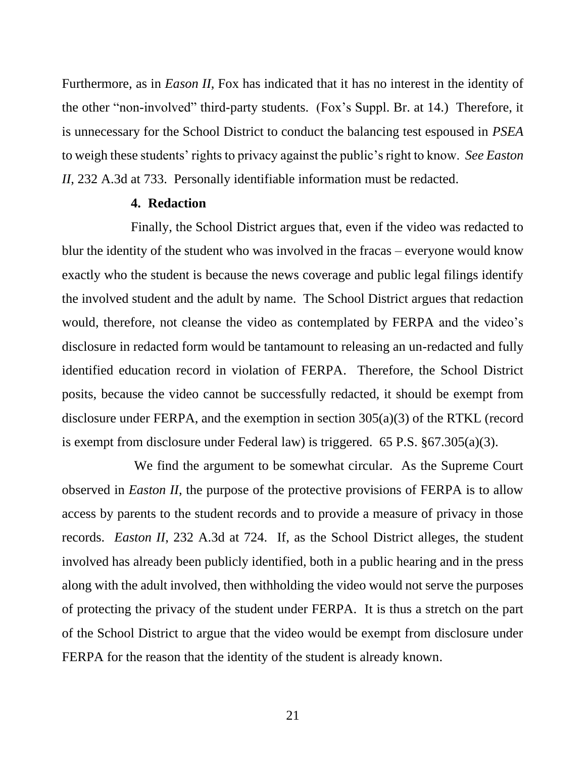Furthermore, as in *Eason II*, Fox has indicated that it has no interest in the identity of the other "non-involved" third-party students. (Fox's Suppl. Br. at 14.) Therefore, it is unnecessary for the School District to conduct the balancing test espoused in *PSEA* to weigh these students' rights to privacy against the public's right to know. *See Easton II*, 232 A.3d at 733. Personally identifiable information must be redacted.

**4. Redaction**

Finally, the School District argues that, even if the video was redacted to blur the identity of the student who was involved in the fracas – everyone would know exactly who the student is because the news coverage and public legal filings identify the involved student and the adult by name. The School District argues that redaction would, therefore, not cleanse the video as contemplated by FERPA and the video's disclosure in redacted form would be tantamount to releasing an un-redacted and fully identified education record in violation of FERPA. Therefore, the School District posits, because the video cannot be successfully redacted, it should be exempt from disclosure under FERPA, and the exemption in section 305(a)(3) of the RTKL (record is exempt from disclosure under Federal law) is triggered. 65 P.S. §67.305(a)(3).

We find the argument to be somewhat circular. As the Supreme Court observed in *Easton II*, the purpose of the protective provisions of FERPA is to allow access by parents to the student records and to provide a measure of privacy in those records. *Easton II*, 232 A.3d at 724. If, as the School District alleges, the student involved has already been publicly identified, both in a public hearing and in the press along with the adult involved, then withholding the video would not serve the purposes of protecting the privacy of the student under FERPA. It is thus a stretch on the part of the School District to argue that the video would be exempt from disclosure under FERPA for the reason that the identity of the student is already known.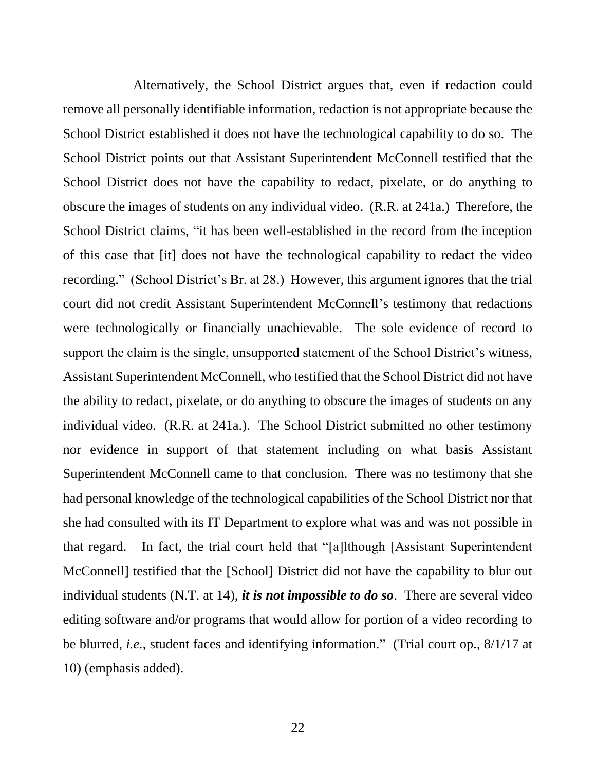Alternatively, the School District argues that, even if redaction could remove all personally identifiable information, redaction is not appropriate because the School District established it does not have the technological capability to do so. The School District points out that Assistant Superintendent McConnell testified that the School District does not have the capability to redact, pixelate, or do anything to obscure the images of students on any individual video. (R.R. at 241a.) Therefore, the School District claims, "it has been well-established in the record from the inception of this case that [it] does not have the technological capability to redact the video recording." (School District's Br. at 28.) However, this argument ignores that the trial court did not credit Assistant Superintendent McConnell's testimony that redactions were technologically or financially unachievable. The sole evidence of record to support the claim is the single, unsupported statement of the School District's witness, Assistant Superintendent McConnell, who testified that the School District did not have the ability to redact, pixelate, or do anything to obscure the images of students on any individual video. (R.R. at 241a.). The School District submitted no other testimony nor evidence in support of that statement including on what basis Assistant Superintendent McConnell came to that conclusion. There was no testimony that she had personal knowledge of the technological capabilities of the School District nor that she had consulted with its IT Department to explore what was and was not possible in that regard. In fact, the trial court held that "[a]lthough [Assistant Superintendent McConnell] testified that the [School] District did not have the capability to blur out individual students (N.T. at 14), ***it is not impossible to do so***. There are several video editing software and/or programs that would allow for portion of a video recording to be blurred, *i.e.*, student faces and identifying information." (Trial court op., 8/1/17 at 10) (emphasis added).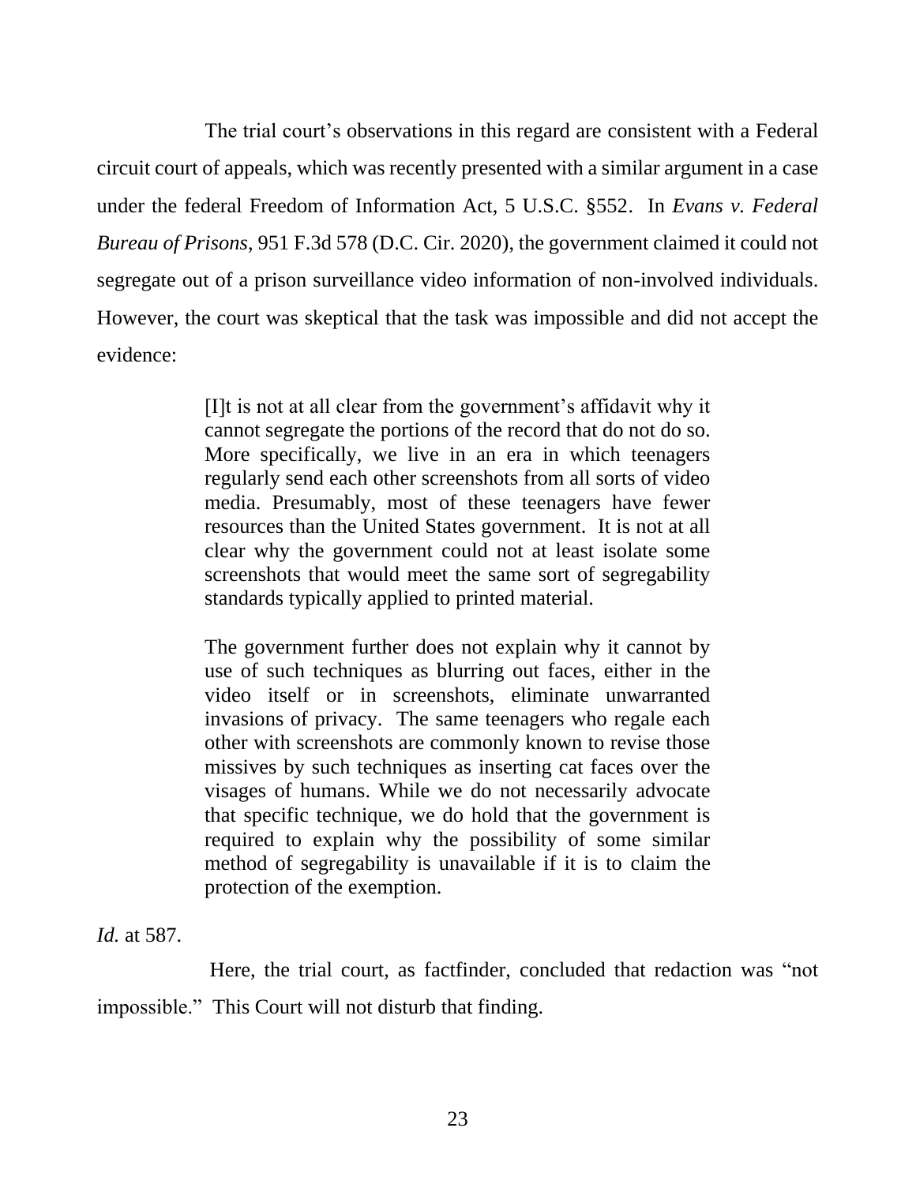The trial court's observations in this regard are consistent with a Federal circuit court of appeals, which was recently presented with a similar argument in a case under the federal Freedom of Information Act, 5 U.S.C. §552. In *Evans v. Federal Bureau of Prisons*, 951 F.3d 578 (D.C. Cir. 2020), the government claimed it could not segregate out of a prison surveillance video information of non-involved individuals. However, the court was skeptical that the task was impossible and did not accept the evidence:

> [I]t is not at all clear from the government's affidavit why it cannot segregate the portions of the record that do not do so. More specifically, we live in an era in which teenagers regularly send each other screenshots from all sorts of video media. Presumably, most of these teenagers have fewer resources than the United States government. It is not at all clear why the government could not at least isolate some screenshots that would meet the same sort of segregability standards typically applied to printed material.
>
> The government further does not explain why it cannot by use of such techniques as blurring out faces, either in the video itself or in screenshots, eliminate unwarranted invasions of privacy. The same teenagers who regale each other with screenshots are commonly known to revise those missives by such techniques as inserting cat faces over the visages of humans. While we do not necessarily advocate that specific technique, we do hold that the government is required to explain why the possibility of some similar method of segregability is unavailable if it is to claim the protection of the exemption.

*Id.* at 587.

Here, the trial court, as factfinder, concluded that redaction was "not impossible." This Court will not disturb that finding.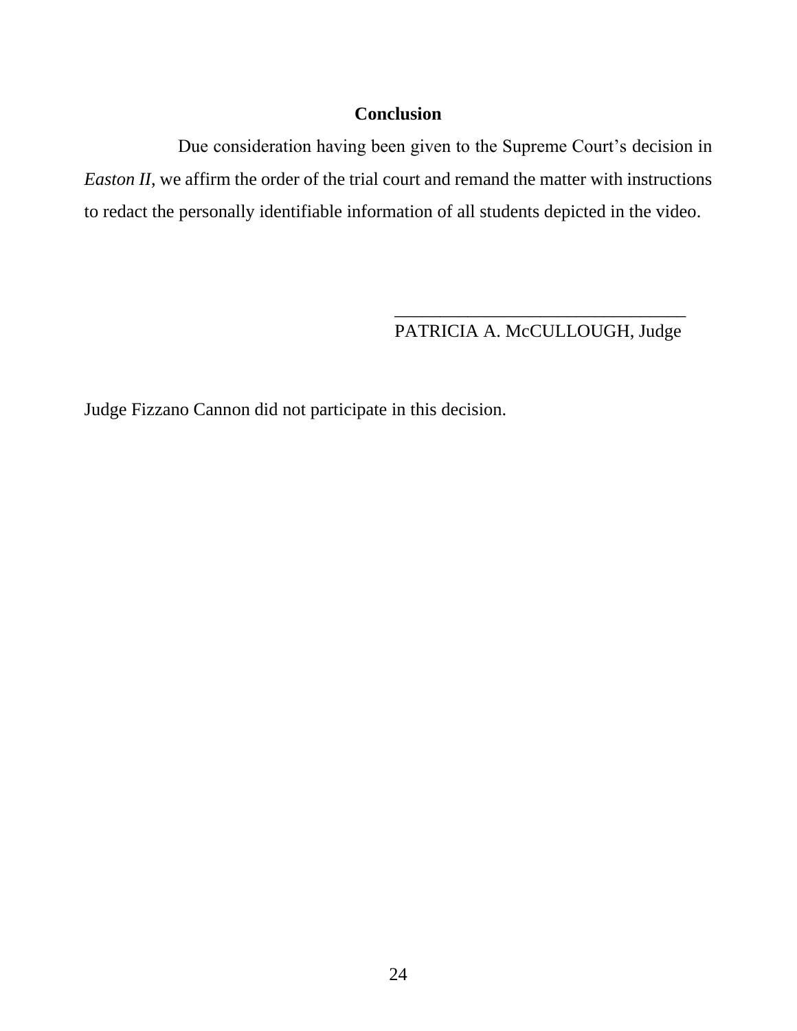## Conclusion

Due consideration having been given to the Supreme Court's decision in *Easton II*, we affirm the order of the trial court and remand the matter with instructions to redact the personally identifiable information of all students depicted in the video.

________________________________
PATRICIA A. McCULLOUGH, Judge

Judge Fizzano Cannon did not participate in this decision.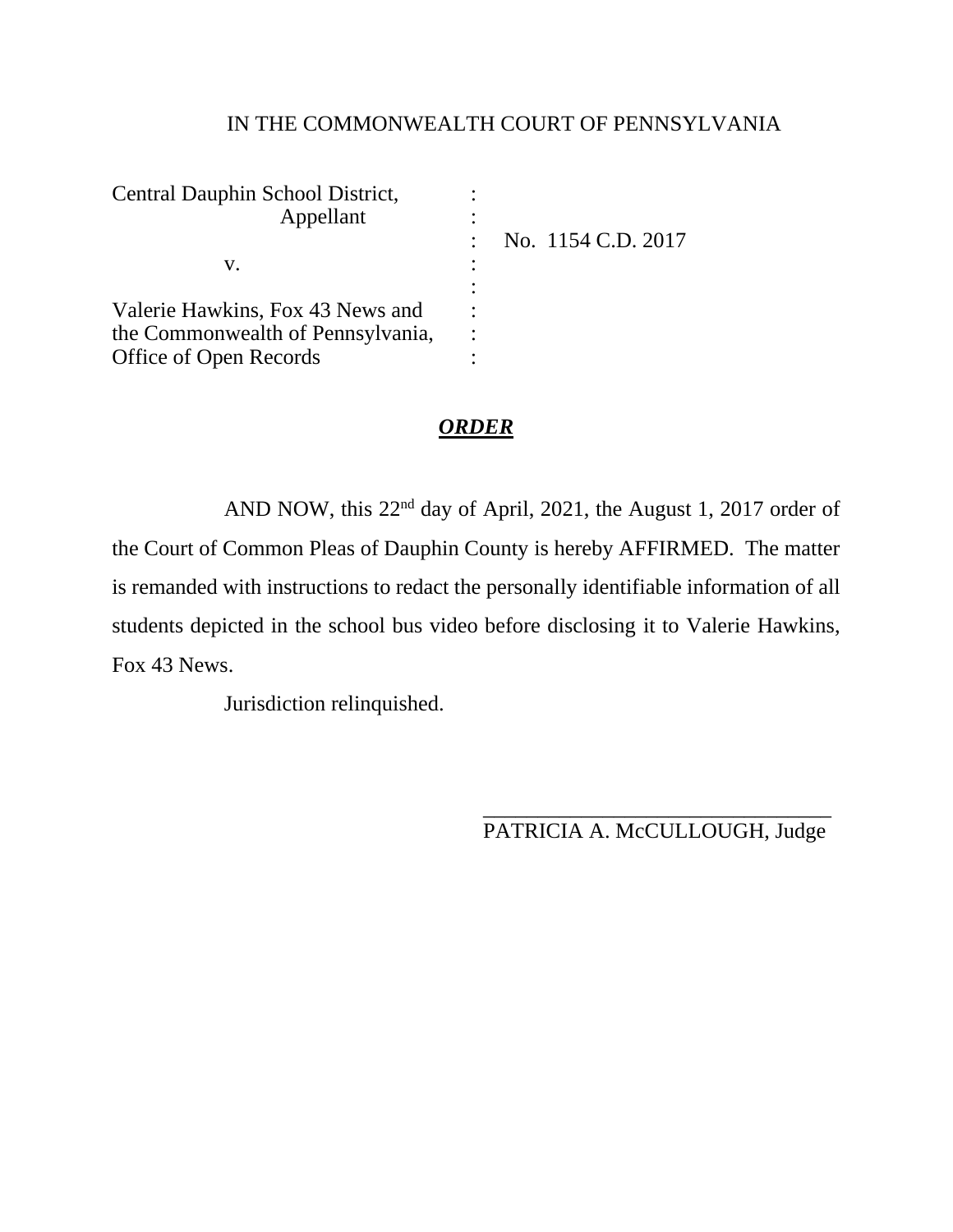IN THE COMMONWEALTH COURT OF PENNSYLVANIA

| | | |
|---|---|---|
| Central Dauphin School District, Appellant | : | No. 1154 C.D. 2017 |
| v. | : | |
| Valerie Hawkins, Fox 43 News and the Commonwealth of Pennsylvania, Office of Open Records | : | |

## ***ORDER***

AND NOW, this 22nd day of April, 2021, the August 1, 2017 order of the Court of Common Pleas of Dauphin County is hereby AFFIRMED. The matter is remanded with instructions to redact the personally identifiable information of all students depicted in the school bus video before disclosing it to Valerie Hawkins, Fox 43 News.

Jurisdiction relinquished.

\_\_\_\_\_\_\_\_\_\_\_\_\_\_\_\_\_\_\_\_\_\_\_\_\_\_\_\_\_\_\_\_\_\_

PATRICIA A. McCULLOUGH, Judge